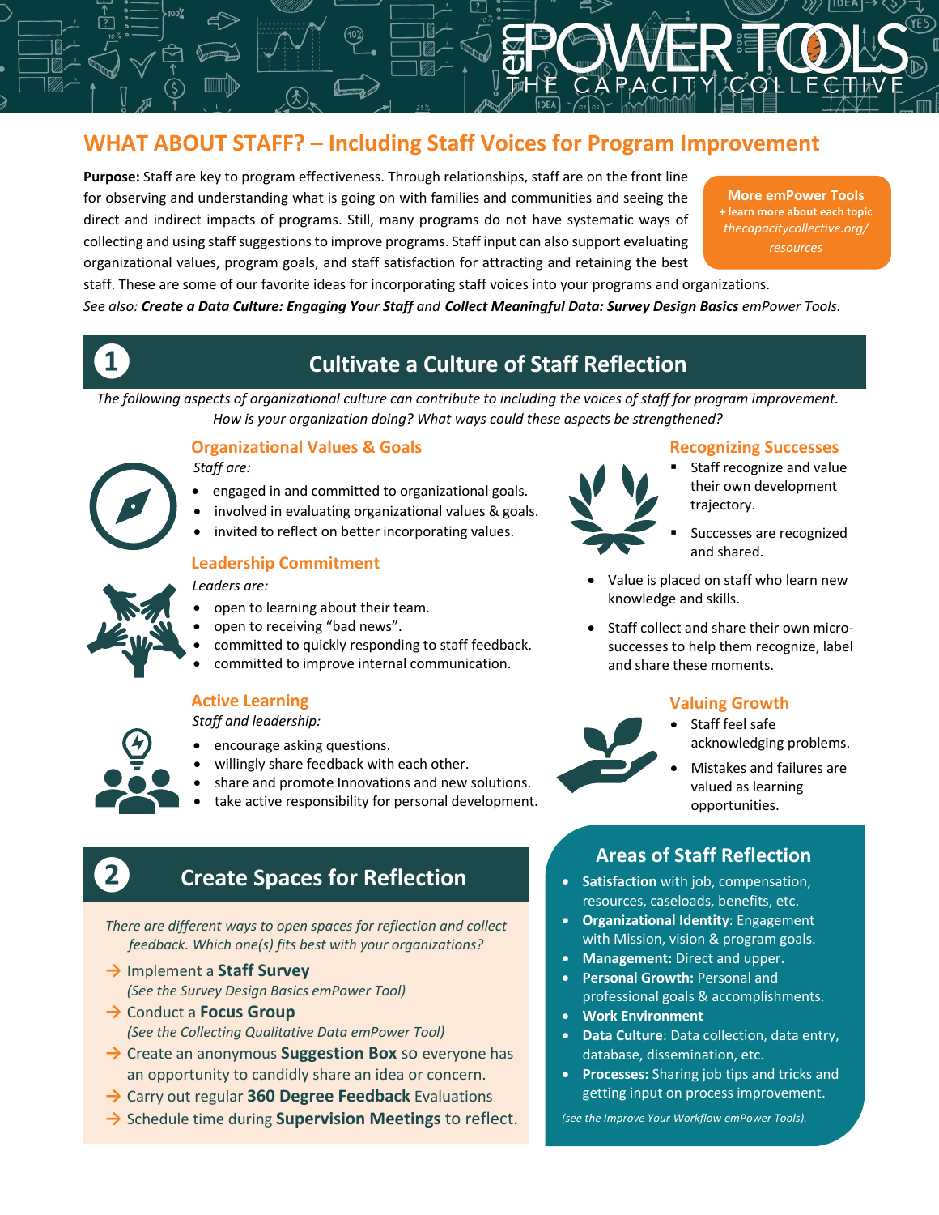# WHAT ABOUT STAFF? – Including Staff Voices for Program Improvement

**Purpose:** Staff are key to program effectiveness. Through relationships, staff are on the front line for observing and understanding what is going on with families and communities and seeing the direct and indirect impacts of programs. Still, many programs do not have systematic ways of collecting and using staff suggestions to improve programs. Staff input can also support evaluating organizational values, program goals, and staff satisfaction for attracting and retaining the best staff. These are some of our favorite ideas for incorporating staff voices into your programs and organizations.

*See also:* ***Create a Data Culture: Engaging Your Staff*** *and* ***Collect Meaningful Data: Survey Design Basics*** *emPower Tools.*

**More emPower Tools**
**+ learn more about each topic**
*thecapacitycollective.org/resources*

## 1 Cultivate a Culture of Staff Reflection

*The following aspects of organizational culture can contribute to including the voices of staff for program improvement. How is your organization doing? What ways could these aspects be strengthened?*

### Organizational Values & Goals

*Staff are:*

- engaged in and committed to organizational goals.
- involved in evaluating organizational values & goals.
- invited to reflect on better incorporating values.

### Leadership Commitment

*Leaders are:*

- open to learning about their team.
- open to receiving "bad news".
- committed to quickly responding to staff feedback.
- committed to improve internal communication.

### Active Learning

*Staff and leadership:*

- encourage asking questions.
- willingly share feedback with each other.
- share and promote Innovations and new solutions.
- take active responsibility for personal development.

### Recognizing Successes

- Staff recognize and value their own development trajectory.
- Successes are recognized and shared.
- Value is placed on staff who learn new knowledge and skills.
- Staff collect and share their own micro-successes to help them recognize, label and share these moments.

### Valuing Growth

- Staff feel safe acknowledging problems.
- Mistakes and failures are valued as learning opportunities.

## 2 Create Spaces for Reflection

*There are different ways to open spaces for reflection and collect feedback. Which one(s) fits best with your organizations?*

→ Implement a **Staff Survey**
*(See the Survey Design Basics emPower Tool)*

→ Conduct a **Focus Group**
*(See the Collecting Qualitative Data emPower Tool)*

→ Create an anonymous **Suggestion Box** so everyone has an opportunity to candidly share an idea or concern.

→ Carry out regular **360 Degree Feedback** Evaluations

→ Schedule time during **Supervision Meetings** to reflect.

### Areas of Staff Reflection

- **Satisfaction** with job, compensation, resources, caseloads, benefits, etc.
- **Organizational Identity**: Engagement with Mission, vision & program goals.
- **Management:** Direct and upper.
- **Personal Growth:** Personal and professional goals & accomplishments.
- **Work Environment**
- **Data Culture**: Data collection, data entry, database, dissemination, etc.
- **Processes:** Sharing job tips and tricks and getting input on process improvement.

*(see the Improve Your Workflow emPower Tools).*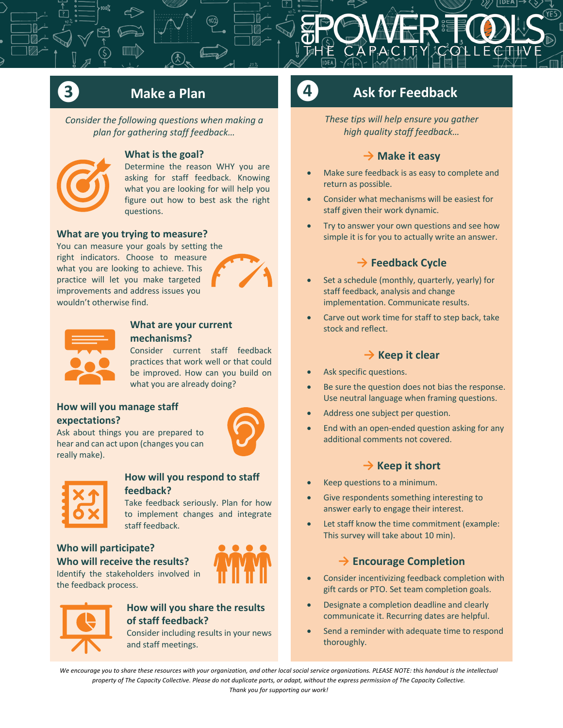# emPOWER TOOLS
THE CAPACITY COLLECTIVE

## 3 Make a Plan

*Consider the following questions when making a plan for gathering staff feedback…*

### What is the goal?

Determine the reason WHY you are asking for staff feedback. Knowing what you are looking for will help you figure out how to best ask the right questions.

### What are you trying to measure?

You can measure your goals by setting the right indicators. Choose to measure what you are looking to achieve. This practice will let you make targeted improvements and address issues you wouldn't otherwise find.

### What are your current mechanisms?

Consider current staff feedback practices that work well or that could be improved. How can you build on what you are already doing?

### How will you manage staff expectations?

Ask about things you are prepared to hear and can act upon (changes you can really make).

### How will you respond to staff feedback?

Take feedback seriously. Plan for how to implement changes and integrate staff feedback.

### Who will participate? Who will receive the results?

Identify the stakeholders involved in the feedback process.

### How will you share the results of staff feedback?

Consider including results in your news and staff meetings.

## 4 Ask for Feedback

*These tips will help ensure you gather high quality staff feedback…*

### → Make it easy

- Make sure feedback is as easy to complete and return as possible.
- Consider what mechanisms will be easiest for staff given their work dynamic.
- Try to answer your own questions and see how simple it is for you to actually write an answer.

### → Feedback Cycle

- Set a schedule (monthly, quarterly, yearly) for staff feedback, analysis and change implementation. Communicate results.
- Carve out work time for staff to step back, take stock and reflect.

### → Keep it clear

- Ask specific questions.
- Be sure the question does not bias the response. Use neutral language when framing questions.
- Address one subject per question.
- End with an open-ended question asking for any additional comments not covered.

### → Keep it short

- Keep questions to a minimum.
- Give respondents something interesting to answer early to engage their interest.
- Let staff know the time commitment (example: This survey will take about 10 min).

### → Encourage Completion

- Consider incentivizing feedback completion with gift cards or PTO. Set team completion goals.
- Designate a completion deadline and clearly communicate it. Recurring dates are helpful.
- Send a reminder with adequate time to respond thoroughly.

*We encourage you to share these resources with your organization, and other local social service organizations. PLEASE NOTE: this handout is the intellectual property of The Capacity Collective. Please do not duplicate parts, or adapt, without the express permission of The Capacity Collective. Thank you for supporting our work!*